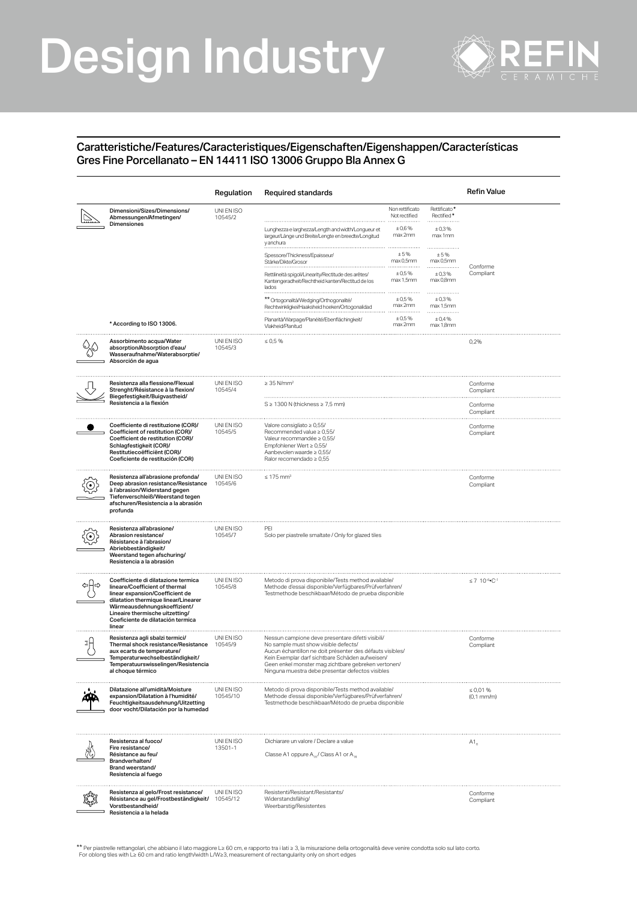# Design Industry

REFIN CERAMICHE

## Caratteristiche/Features/Caracteristiques/Eigenschaften/Eigenshappen/Características
## Gres Fine Porcellanato – EN 14411 ISO 13006 Gruppo BIa Annex G

| | Regulation | Required standards | | | Refin Value |
|---|---|---|---|---|---|
| **Dimensioni/Sizes/Dimensions/ Abmessungen/Afmetingen/ Dimensiones** | UNI EN ISO 10545/2 | | Non rettificato Not rectified | Rettificato* Rectified* | Conforme Compliant |
| | | Lunghezza e larghezza/Length and width/Longueur et largeur/Länge und Breite/Lengte en breedte/Longitud y anchura | ± 0,6 % max 2mm | ± 0,3 % max 1mm | |
| | | Spessore/Thickness/Epaisseur/ Stärke/Dikte/Grosor | ± 5 % max 0,5mm | ± 5 % max 0,5mm | |
| | | Rettilineità spigoli/Linearity/Rectitude des arêtes/ Kantengeradheit/Rechtheid kanten/Rectitud de los lados | ± 0,5 % max 1,5mm | ± 0,3 % max 0,8mm | |
| | | ** Ortogonalità/Wedging/Orthogonalité/ Rechtwinkligkeit/Haaksheid hoeken/Ortogonalidad | ± 0,5 % max 2mm | ± 0,3 % max 1,5mm | |
| * According to ISO 13006. | | Planarità/Warpage/Planéité/Ebenflächingkeit/ Vlakheid/Planitud | ± 0,5 % max 2mm | ± 0,4 % max 1,8mm | |
| **Assorbimento acqua/Water absorption/Absorption d'eau/ Wasseraufnahme/Waterabsorptie/ Absorción de agua** | UNI EN ISO 10545/3 | ≤ 0,5 % | | | 0,2% |
| **Resistenza alla flessione/Flexual Strenght/Résistance à la flexion/ Biegefestigkeit/Buigvastheid/ Resistencia a la flexión** | UNI EN ISO 10545/4 | ≥ 35 N/mm² | | | Conforme Compliant |
| | | S ≥ 1300 N (thickness ≥ 7,5 mm) | | | Conforme Compliant |
| **Coefficiente di restituzione (COR)/ Coefficient of restitution (COR)/ Coefficient de restitution (COR)/ Schlagfestigkeit (COR)/ Restitutiecoëfficiënt (COR)/ Coeficiente de restitución (COR)** | UNI EN ISO 10545/5 | Valore consigliato ≥ 0,55/ Recommended value ≥ 0,55/ Valeur recommandée ≥ 0,55/ Empfohlener Wert ≥ 0,55/ Aanbevolen waarde ≥ 0,55/ Ralor recomendado ≥ 0,55 | | | Conforme Compliant |
| **Resistenza all'abrasione profonda/ Deep abrasion resistance/Resistance à l'abrasion/Widerstand gegen Tiefenverschleiß/Weerstand tegen afschuren/Resistencia a la abrasión profunda** | UNI EN ISO 10545/6 | ≤ 175 mm³ | | | Conforme Compliant |
| **Resistenza all'abrasione/ Abrasion resistance/ Résistance à l'abrasion/ Abriebbeständigkeit/ Weerstand tegen afschuring/ Resistencia a la abrasión** | UNI EN ISO 10545/7 | PEI Solo per piastrelle smaltate / Only for glazed tiles | | | |
| **Coefficiente di dilatazione termica lineare/Coefficient of thermal linear expansion/Coefficient de dilatation thermique linear/Linearer Wärmeausdehnungskoeffizient/ Lineaire thermische uitzetting/ Coeficiente de dilatación termica linear** | UNI EN ISO 10545/8 | Metodo di prova disponibile/Tests method available/ Methode d'essai disponible/Verfügbares/Prüfverfahren/ Testmethode beschikbaar/Método de prueba disponible | | | $\leq 7 \cdot 10^{-6} \cdot C^{-1}$ |
| **Resistenza agli sbalzi termici/ Thermal shock resistance/Resistance aux ecarts de temperature/ Temperaturwechselbeständigkeit/ Temperatuurswisselingen/Resistencia al choque térmico** | UNI EN ISO 10545/9 | Nessun campione deve presentare difetti visibili/ No sample must show visible defects/ Aucun échantillon ne doit présenter des défauts visibles/ Kein Exemplar darf sichtbare Schäden aufweisen/ Geen enkel monster mag zichtbare gebreken vertonen/ Ninguna muestra debe presentar defectos visibles | | | Conforme Compliant |
| **Dilatazione all'umidità/Moisture expansion/Dilatation à l'humidité/ Feuchtigkeitsausdehnung/Uitzetting door vocht/Dilatación por la humedad** | UNI EN ISO 10545/10 | Metodo di prova disponibile/Tests method available/ Methode d'essai disponible/Verfügbares/Prüfverfahren/ Testmethode beschikbaar/Método de prueba disponible | | | ≤ 0,01 % (0,1 mm/m) |
| **Resistenza al fuoco/ Fire resistance/ Résistance au feu/ Brandverhalten/ Brand weerstand/ Resistencia al fuego** | UNI EN ISO 13501-1 | Dichiarare un valore / Declare a value<br>Classe A1 oppure $A_{1fl}$ / Class A1 or $A_{1fl}$ | | | $A1_{fl}$ |
| **Resistenza al gelo/Frost resistance/ Résistance au gel/Frostbeständigkeit/ Vorstbestandheid/ Resistencia a la helada** | UNI EN ISO 10545/12 | Resistenti/Resistant/Resistants/ Widerstandsfähig/ Weerbarstig/Resistentes | | | Conforme Compliant |

** Per piastrelle rettangolari, che abbiano il lato maggiore L≥ 60 cm, e rapporto tra i lati ≥ 3, la misurazione della ortogonalità deve venire condotta solo sul lato corto.
For oblong tiles with L≥ 60 cm and ratio length/width L/W≥3, measurement of rectangularity only on short edges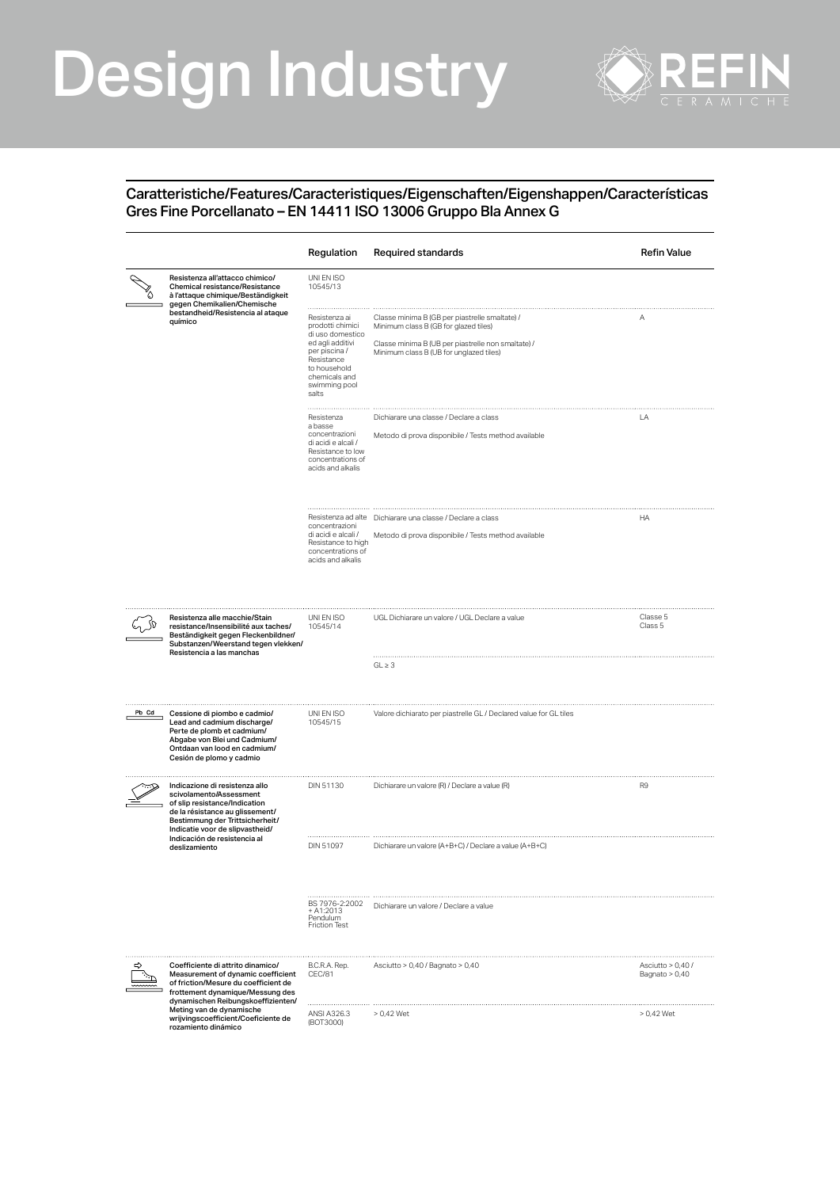# Design Industry

REFIN CERAMICHE

## Caratteristiche/Features/Caracteristiques/Eigenschaften/Eigenshappen/Características Gres Fine Porcellanato – EN 14411 ISO 13006 Gruppo Bla Annex G

| Feature | Regulation | Required standards | Refin Value |
| --- | --- | --- | --- |
| Resistenza all'attacco chimico/ Chemical resistance/Resistance à l'attaque chimique/Beständigkeit gegen Chemikalien/Chemische bestandheid/Resistencia al ataque químico | UNI EN ISO 10545/13 | | |
| | Resistenza ai prodotti chimici di uso domestico ed agli additivi per piscina / Resistance to household chemicals and swimming pool salts | Classe minima B (GB per piastrelle smaltate) / Minimum class B (GB for glazed tiles)<br>Classe minima B (UB per piastrelle non smaltate) / Minimum class B (UB for unglazed tiles) | A |
| | Resistenza a basse concentrazioni di acidi e alcali / Resistance to low concentrations of acids and alkalis | Dichiarare una classe / Declare a class<br>Metodo di prova disponibile / Tests method available | LA |
| | Resistenza ad alte concentrazioni di acidi e alcali / Resistance to high concentrations of acids and alkalis | Dichiarare una classe / Declare a class<br>Metodo di prova disponibile / Tests method available | HA |
| Resistenza alle macchie/Stain resistance/Insensibilité aux taches/ Beständigkeit gegen Fleckenbildner/ Substanzen/Weerstand tegen vlekken/ Resistencia a las manchas | UNI EN ISO 10545/14 | UGL Dichiarare un valore / UGL Declare a value | Classe 5<br>Class 5 |
| | | GL ≥ 3 | |
| Cessione di piombo e cadmio/ Lead and cadmium discharge/ Perte de plomb et cadmium/ Abgabe von Blei und Cadmium/ Ontdaan van lood en cadmium/ Cesión de plomo y cadmio | UNI EN ISO 10545/15 | Valore dichiarato per piastrelle GL / Declared value for GL tiles | |
| Indicazione di resistenza allo scivolamento/Assessment of slip resistance/Indication de la résistance au glissement/ Bestimmung der Trittsicherheit/ Indicatie voor de slipvastheid/ Indicación de resistencia al deslizamiento | DIN 51130 | Dichiarare un valore (R) / Declare a value (R) | R9 |
| | DIN 51097 | Dichiarare un valore (A+B+C) / Declare a value (A+B+C) | |
| | BS 7976-2:2002 + A1:2013 Pendulum Friction Test | Dichiarare un valore / Declare a value | |
| Coefficiente di attrito dinamico/ Measurement of dynamic coefficient of friction/Mesure du coefficient de frottement dynamique/Messung des dynamischen Reibungskoeffizienten/ Meting van de dynamische wrijvingscoefficient/Coeficiente de rozamiento dinámico | B.C.R.A. Rep. CEC/81 | Asciutto > 0,40 / Bagnato > 0,40 | Asciutto > 0,40 /<br>Bagnato > 0,40 |
| | ANSI A326.3 (BOT3000) | > 0,42 Wet | > 0,42 Wet |